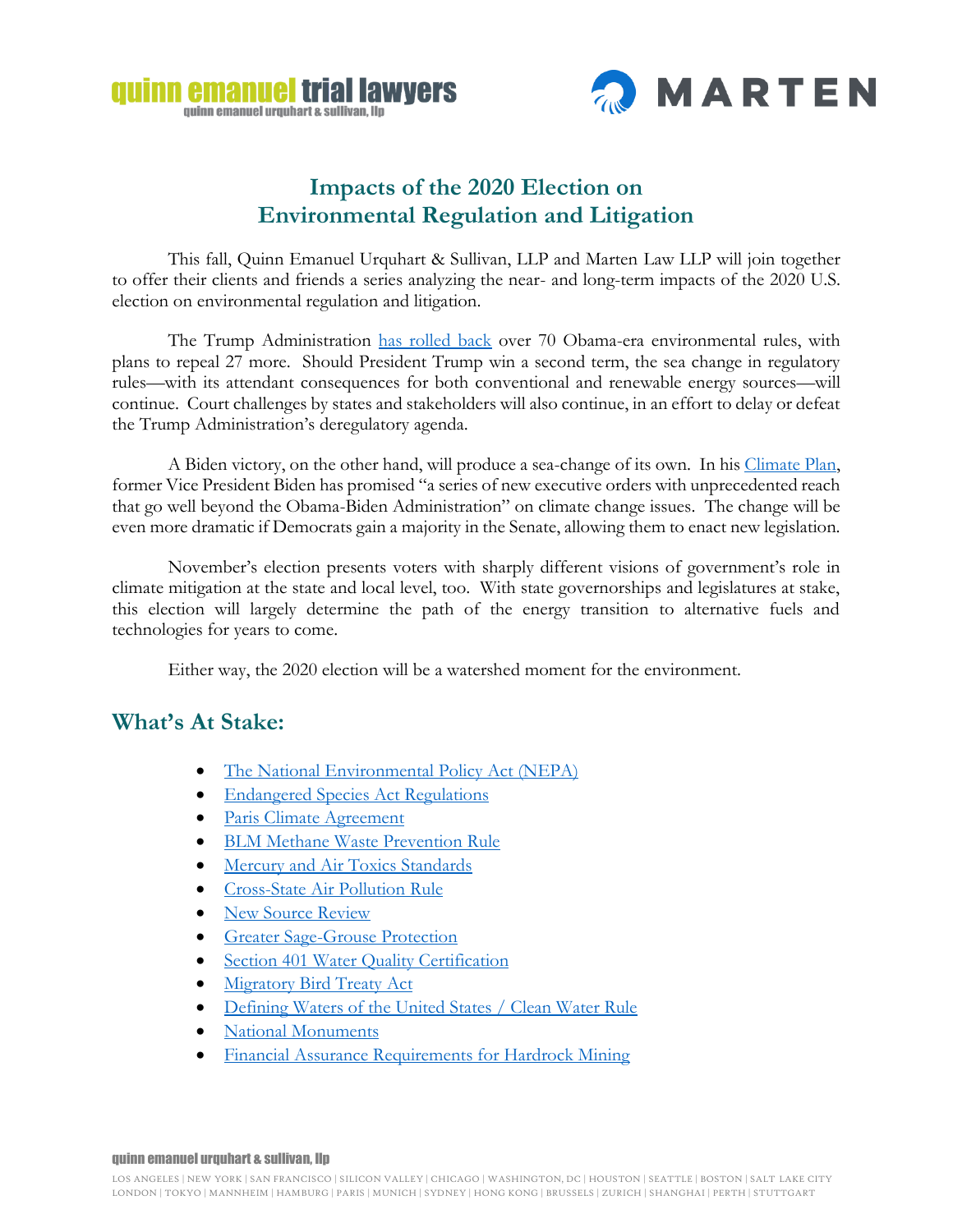# Impacts of the 2020 Election on Environmental Regulation and Litigation

This fall, Quinn Emanuel Urquhart & Sullivan, LLP and Marten Law LLP will join together to offer their clients and friends a series analyzing the near- and long-term impacts of the 2020 U.S. election on environmental regulation and litigation.

The Trump Administration has rolled back over 70 Obama-era environmental rules, with plans to repeal 27 more. Should President Trump win a second term, the sea change in regulatory rules—with its attendant consequences for both conventional and renewable energy sources—will continue. Court challenges by states and stakeholders will also continue, in an effort to delay or defeat the Trump Administration's deregulatory agenda.

A Biden victory, on the other hand, will produce a sea-change of its own. In his Climate Plan, former Vice President Biden has promised "a series of new executive orders with unprecedented reach that go well beyond the Obama-Biden Administration" on climate change issues. The change will be even more dramatic if Democrats gain a majority in the Senate, allowing them to enact new legislation.

November's election presents voters with sharply different visions of government's role in climate mitigation at the state and local level, too. With state governorships and legislatures at stake, this election will largely determine the path of the energy transition to alternative fuels and technologies for years to come.

Either way, the 2020 election will be a watershed moment for the environment.

## What's At Stake:

- The National Environmental Policy Act (NEPA)
- Endangered Species Act Regulations
- Paris Climate Agreement
- BLM Methane Waste Prevention Rule
- Mercury and Air Toxics Standards
- Cross-State Air Pollution Rule
- New Source Review
- Greater Sage-Grouse Protection
- Section 401 Water Quality Certification
- Migratory Bird Treaty Act
- Defining Waters of the United States / Clean Water Rule
- National Monuments
- Financial Assurance Requirements for Hardrock Mining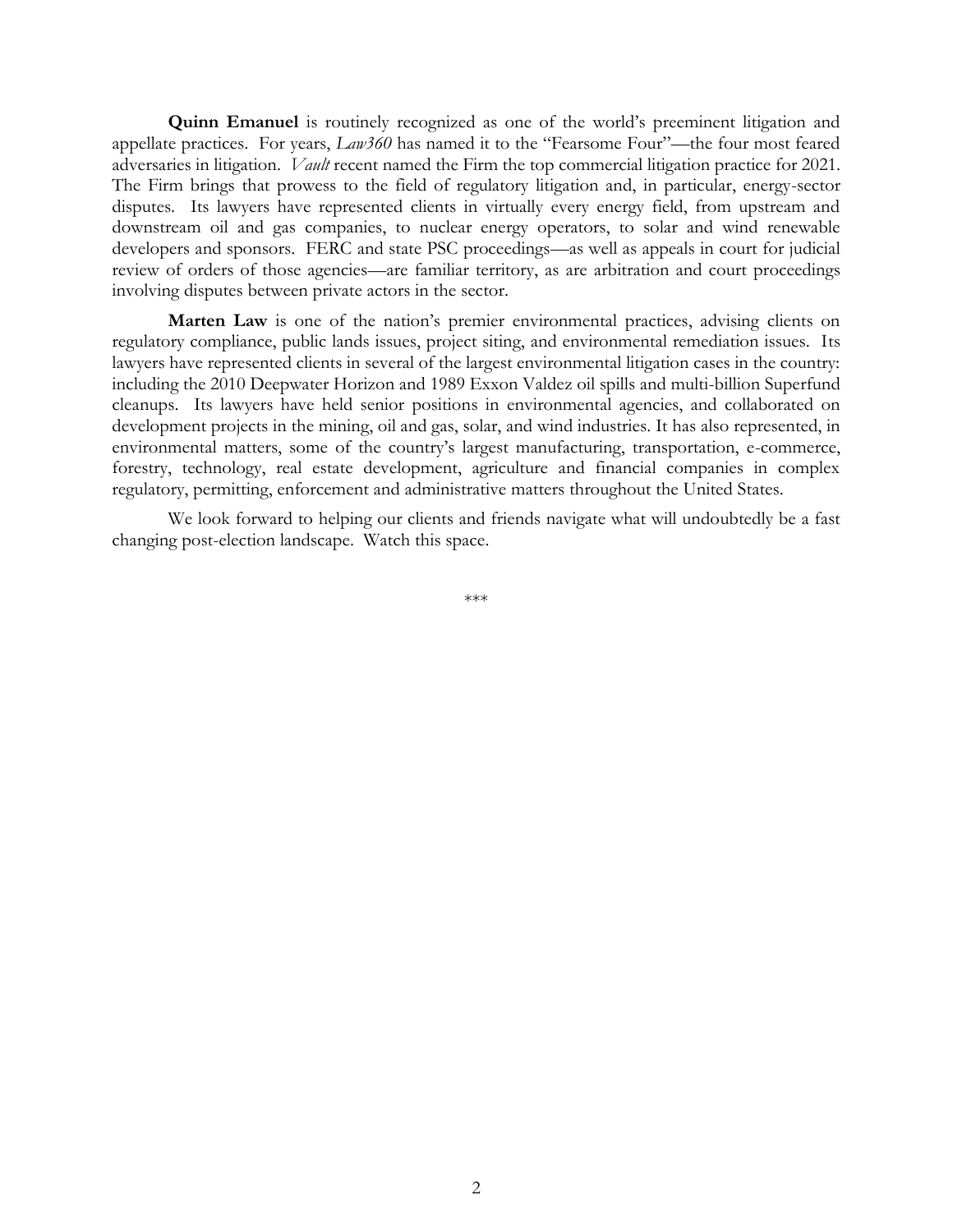**Quinn Emanuel** is routinely recognized as one of the world's preeminent litigation and appellate practices. For years, *Law360* has named it to the "Fearsome Four"—the four most feared adversaries in litigation. *Vault* recent named the Firm the top commercial litigation practice for 2021. The Firm brings that prowess to the field of regulatory litigation and, in particular, energy-sector disputes. Its lawyers have represented clients in virtually every energy field, from upstream and downstream oil and gas companies, to nuclear energy operators, to solar and wind renewable developers and sponsors. FERC and state PSC proceedings—as well as appeals in court for judicial review of orders of those agencies—are familiar territory, as are arbitration and court proceedings involving disputes between private actors in the sector.

**Marten Law** is one of the nation's premier environmental practices, advising clients on regulatory compliance, public lands issues, project siting, and environmental remediation issues. Its lawyers have represented clients in several of the largest environmental litigation cases in the country: including the 2010 Deepwater Horizon and 1989 Exxon Valdez oil spills and multi-billion Superfund cleanups. Its lawyers have held senior positions in environmental agencies, and collaborated on development projects in the mining, oil and gas, solar, and wind industries. It has also represented, in environmental matters, some of the country's largest manufacturing, transportation, e-commerce, forestry, technology, real estate development, agriculture and financial companies in complex regulatory, permitting, enforcement and administrative matters throughout the United States.

We look forward to helping our clients and friends navigate what will undoubtedly be a fast changing post-election landscape. Watch this space.

***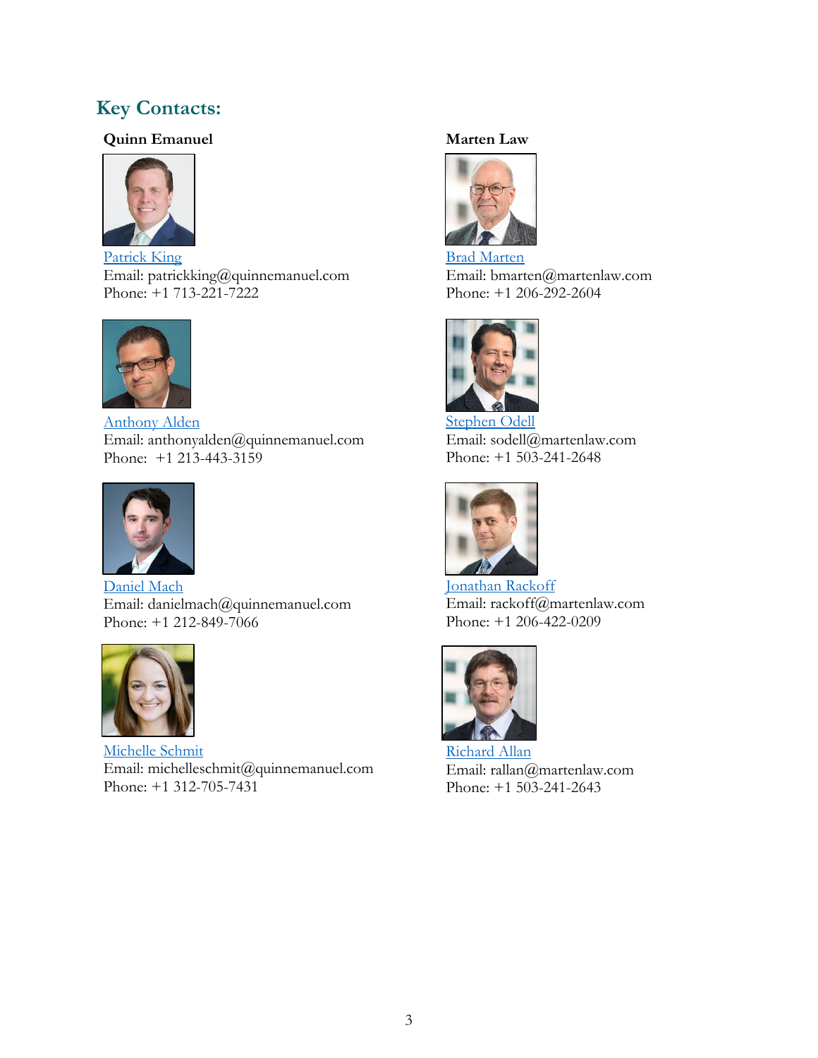## Key Contacts:

**Quinn Emanuel**

Patrick King
Email: patrickking@quinnemanuel.com
Phone: +1 713-221-7222

Anthony Alden
Email: anthonyalden@quinnemanuel.com
Phone: +1 213-443-3159

Daniel Mach
Email: danielmach@quinnemanuel.com
Phone: +1 212-849-7066

Michelle Schmit
Email: michelleschmit@quinnemanuel.com
Phone: +1 312-705-7431

**Marten Law**

Brad Marten
Email: bmarten@martenlaw.com
Phone: +1 206-292-2604

Stephen Odell
Email: sodell@martenlaw.com
Phone: +1 503-241-2648

Jonathan Rackoff
Email: rackoff@martenlaw.com
Phone: +1 206-422-0209

Richard Allan
Email: rallan@martenlaw.com
Phone: +1 503-241-2643